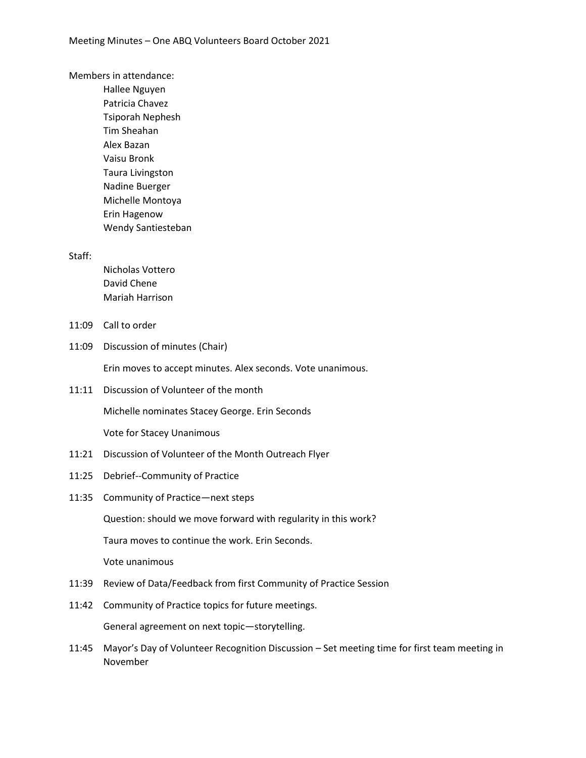# Meeting Minutes – One ABQ Volunteers Board October 2021

Members in attendance:

- Hallee Nguyen
- Patricia Chavez
- Tsiporah Nephesh
- Tim Sheahan
- Alex Bazan
- Vaisu Bronk
- Taura Livingston
- Nadine Buerger
- Michelle Montoya
- Erin Hagenow
- Wendy Santiesteban

Staff:

- Nicholas Vottero
- David Chene
- Mariah Harrison

11:09 Call to order

11:09 Discussion of minutes (Chair)

Erin moves to accept minutes. Alex seconds. Vote unanimous.

11:11 Discussion of Volunteer of the month

Michelle nominates Stacey George. Erin Seconds

Vote for Stacey Unanimous

11:21 Discussion of Volunteer of the Month Outreach Flyer

11:25 Debrief--Community of Practice

11:35 Community of Practice—next steps

Question: should we move forward with regularity in this work?

Taura moves to continue the work. Erin Seconds.

Vote unanimous

11:39 Review of Data/Feedback from first Community of Practice Session

11:42 Community of Practice topics for future meetings.

General agreement on next topic—storytelling.

11:45 Mayor's Day of Volunteer Recognition Discussion – Set meeting time for first team meeting in November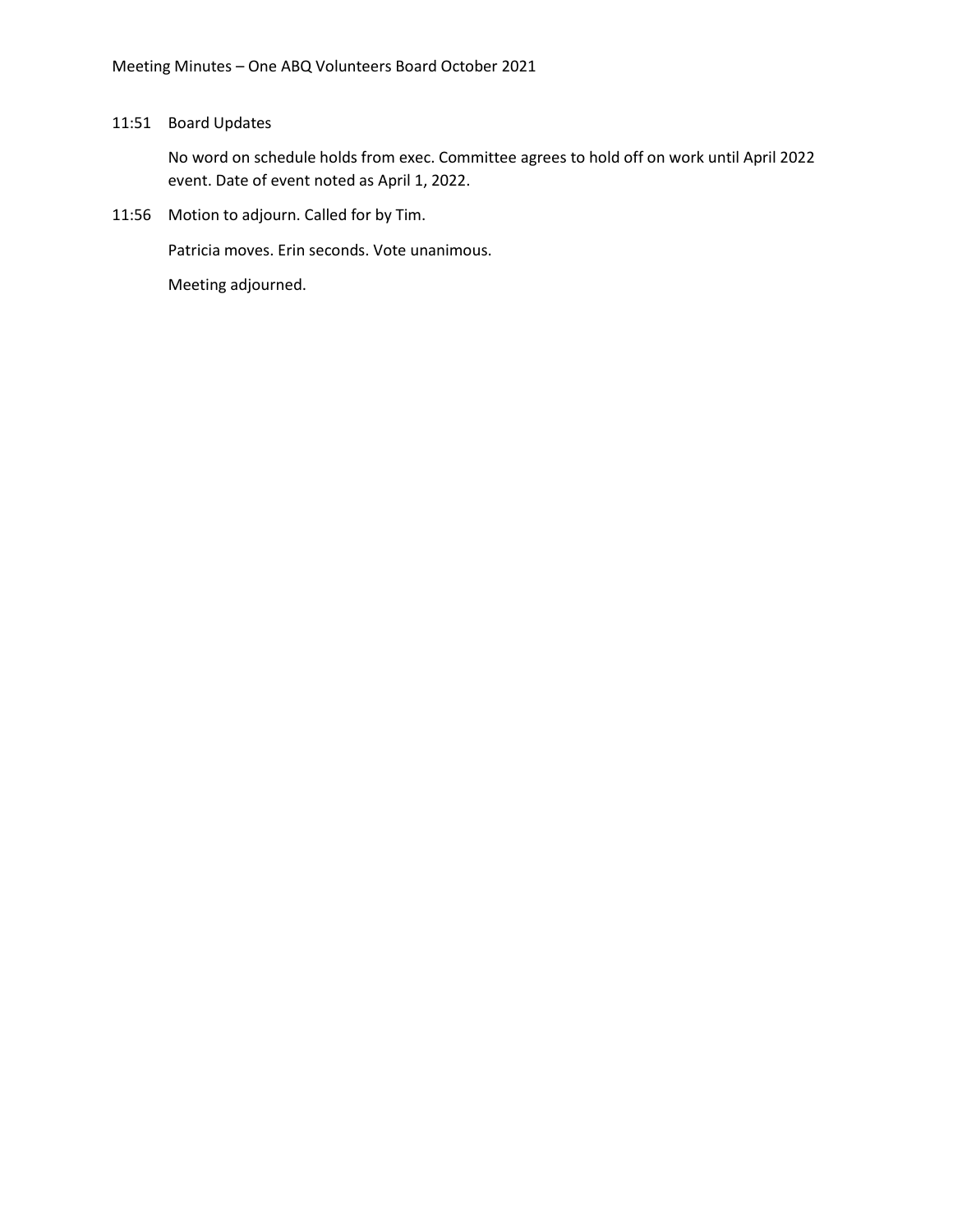11:51 Board Updates

No word on schedule holds from exec. Committee agrees to hold off on work until April 2022 event. Date of event noted as April 1, 2022.

11:56 Motion to adjourn. Called for by Tim.

Patricia moves. Erin seconds. Vote unanimous.

Meeting adjourned.